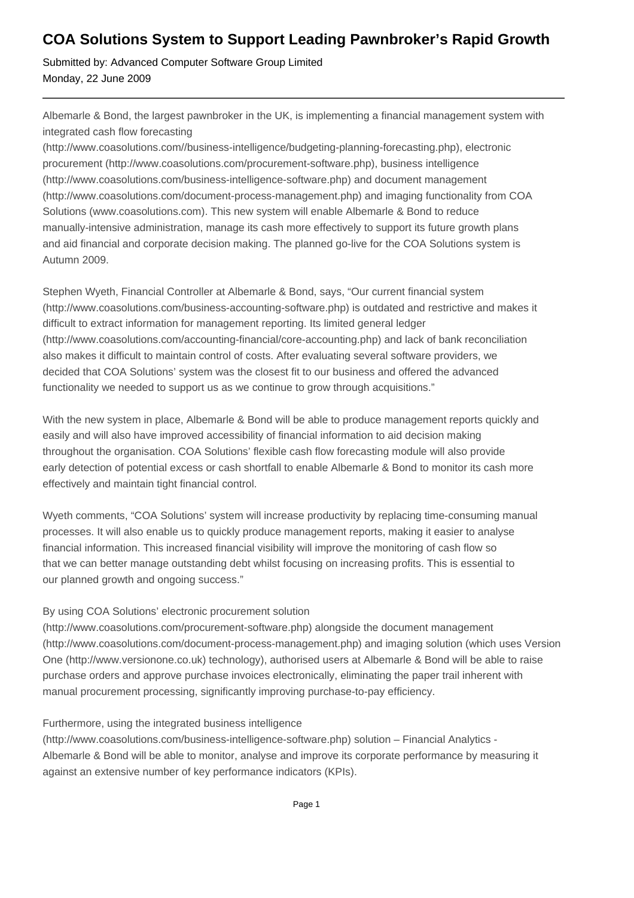# COA Solutions System to Support Leading Pawnbroker's Rapid Growth

Submitted by: Advanced Computer Software Group Limited
Monday, 22 June 2009

---

Albemarle & Bond, the largest pawnbroker in the UK, is implementing a financial management system with integrated cash flow forecasting (http://www.coasolutions.com//business-intelligence/budgeting-planning-forecasting.php), electronic procurement (http://www.coasolutions.com/procurement-software.php), business intelligence (http://www.coasolutions.com/business-intelligence-software.php) and document management (http://www.coasolutions.com/document-process-management.php) and imaging functionality from COA Solutions (www.coasolutions.com). This new system will enable Albemarle & Bond to reduce manually-intensive administration, manage its cash more effectively to support its future growth plans and aid financial and corporate decision making. The planned go-live for the COA Solutions system is Autumn 2009.

Stephen Wyeth, Financial Controller at Albemarle & Bond, says, "Our current financial system (http://www.coasolutions.com/business-accounting-software.php) is outdated and restrictive and makes it difficult to extract information for management reporting. Its limited general ledger (http://www.coasolutions.com/accounting-financial/core-accounting.php) and lack of bank reconciliation also makes it difficult to maintain control of costs. After evaluating several software providers, we decided that COA Solutions' system was the closest fit to our business and offered the advanced functionality we needed to support us as we continue to grow through acquisitions."

With the new system in place, Albemarle & Bond will be able to produce management reports quickly and easily and will also have improved accessibility of financial information to aid decision making throughout the organisation. COA Solutions' flexible cash flow forecasting module will also provide early detection of potential excess or cash shortfall to enable Albemarle & Bond to monitor its cash more effectively and maintain tight financial control.

Wyeth comments, "COA Solutions' system will increase productivity by replacing time-consuming manual processes. It will also enable us to quickly produce management reports, making it easier to analyse financial information. This increased financial visibility will improve the monitoring of cash flow so that we can better manage outstanding debt whilst focusing on increasing profits. This is essential to our planned growth and ongoing success."

By using COA Solutions' electronic procurement solution (http://www.coasolutions.com/procurement-software.php) alongside the document management (http://www.coasolutions.com/document-process-management.php) and imaging solution (which uses Version One (http://www.versionone.co.uk) technology), authorised users at Albemarle & Bond will be able to raise purchase orders and approve purchase invoices electronically, eliminating the paper trail inherent with manual procurement processing, significantly improving purchase-to-pay efficiency.

Furthermore, using the integrated business intelligence (http://www.coasolutions.com/business-intelligence-software.php) solution – Financial Analytics - Albemarle & Bond will be able to monitor, analyse and improve its corporate performance by measuring it against an extensive number of key performance indicators (KPIs).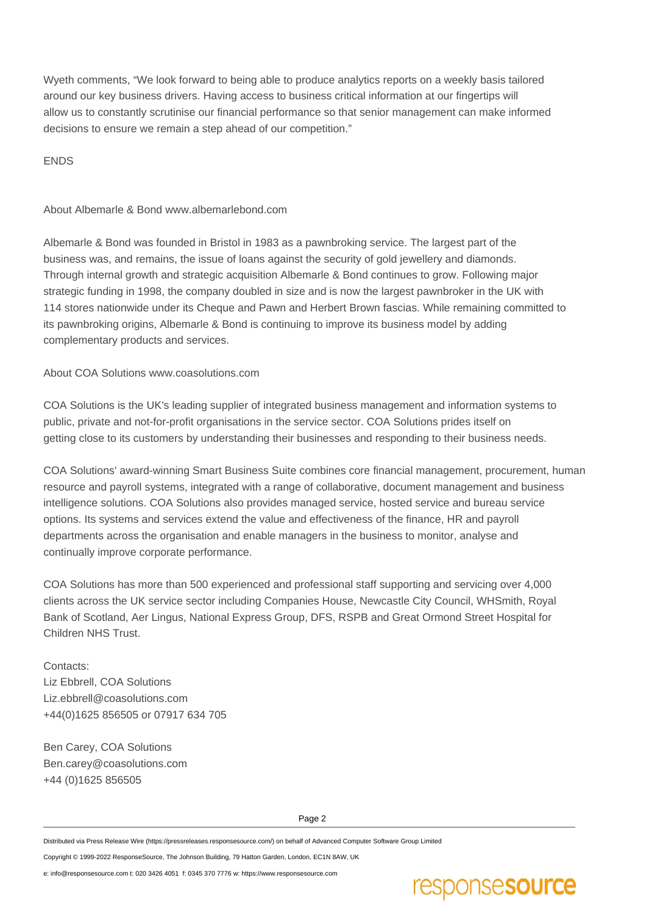Wyeth comments, “We look forward to being able to produce analytics reports on a weekly basis tailored around our key business drivers. Having access to business critical information at our fingertips will allow us to constantly scrutinise our financial performance so that senior management can make informed decisions to ensure we remain a step ahead of our competition.”

ENDS

About Albemarle & Bond www.albemarlebond.com

Albemarle & Bond was founded in Bristol in 1983 as a pawnbroking service. The largest part of the business was, and remains, the issue of loans against the security of gold jewellery and diamonds. Through internal growth and strategic acquisition Albemarle & Bond continues to grow. Following major strategic funding in 1998, the company doubled in size and is now the largest pawnbroker in the UK with 114 stores nationwide under its Cheque and Pawn and Herbert Brown fascias. While remaining committed to its pawnbroking origins, Albemarle & Bond is continuing to improve its business model by adding complementary products and services.

About COA Solutions www.coasolutions.com

COA Solutions is the UK's leading supplier of integrated business management and information systems to public, private and not-for-profit organisations in the service sector. COA Solutions prides itself on getting close to its customers by understanding their businesses and responding to their business needs.

COA Solutions' award-winning Smart Business Suite combines core financial management, procurement, human resource and payroll systems, integrated with a range of collaborative, document management and business intelligence solutions. COA Solutions also provides managed service, hosted service and bureau service options. Its systems and services extend the value and effectiveness of the finance, HR and payroll departments across the organisation and enable managers in the business to monitor, analyse and continually improve corporate performance.

COA Solutions has more than 500 experienced and professional staff supporting and servicing over 4,000 clients across the UK service sector including Companies House, Newcastle City Council, WHSmith, Royal Bank of Scotland, Aer Lingus, National Express Group, DFS, RSPB and Great Ormond Street Hospital for Children NHS Trust.

Contacts:
Liz Ebbrell, COA Solutions
Liz.ebbrell@coasolutions.com
+44(0)1625 856505 or 07917 634 705

Ben Carey, COA Solutions
Ben.carey@coasolutions.com
+44 (0)1625 856505

Distributed via Press Release Wire (https://pressreleases.responsesource.com/) on behalf of Advanced Computer Software Group Limited

Copyright © 1999-2022 ResponseSource, The Johnson Building, 79 Hatton Garden, London, EC1N 8AW, UK

e: info@responsesource.com t: 020 3426 4051 f: 0345 370 7776 w: https://www.responsesource.com